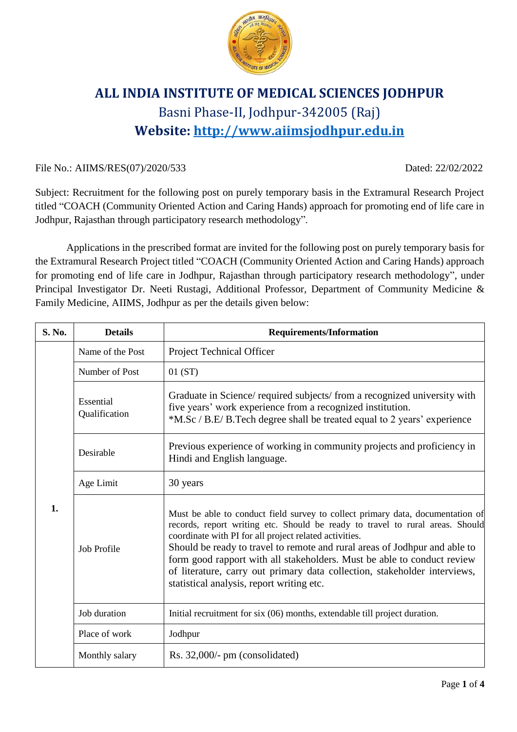# ALL INDIA INSTITUTE OF MEDICAL SCIENCES JODHPUR

Basni Phase-II, Jodhpur-342005 (Raj)

**Website: http://www.aiimsjodhpur.edu.in**

File No.: AIIMS/RES(07)/2020/533 Dated: 22/02/2022

Subject: Recruitment for the following post on purely temporary basis in the Extramural Research Project titled "COACH (Community Oriented Action and Caring Hands) approach for promoting end of life care in Jodhpur, Rajasthan through participatory research methodology".

Applications in the prescribed format are invited for the following post on purely temporary basis for the Extramural Research Project titled "COACH (Community Oriented Action and Caring Hands) approach for promoting end of life care in Jodhpur, Rajasthan through participatory research methodology", under Principal Investigator Dr. Neeti Rustagi, Additional Professor, Department of Community Medicine & Family Medicine, AIIMS, Jodhpur as per the details given below:

| S. No. | Details | Requirements/Information |
|---|---|---|
| 1. | Name of the Post | Project Technical Officer |
| | Number of Post | 01 (ST) |
| | Essential Qualification | Graduate in Science/ required subjects/ from a recognized university with five years' work experience from a recognized institution.<br>*M.Sc / B.E/ B.Tech degree shall be treated equal to 2 years' experience |
| | Desirable | Previous experience of working in community projects and proficiency in Hindi and English language. |
| | Age Limit | 30 years |
| | Job Profile | Must be able to conduct field survey to collect primary data, documentation of records, report writing etc. Should be ready to travel to rural areas. Should coordinate with PI for all project related activities.<br>Should be ready to travel to remote and rural areas of Jodhpur and able to form good rapport with all stakeholders. Must be able to conduct review of literature, carry out primary data collection, stakeholder interviews, statistical analysis, report writing etc. |
| | Job duration | Initial recruitment for six (06) months, extendable till project duration. |
| | Place of work | Jodhpur |
| | Monthly salary | Rs. 32,000/- pm (consolidated) |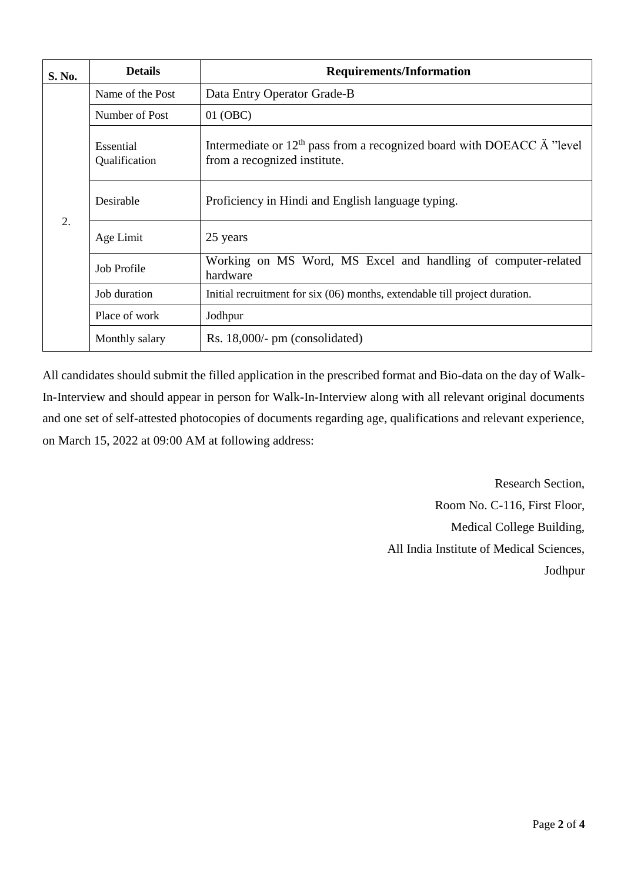| S. No. | Details | Requirements/Information |
|---|---|---|
| 2. | Name of the Post | Data Entry Operator Grade-B |
| | Number of Post | 01 (OBC) |
| | Essential Qualification | Intermediate or 12th pass from a recognized board with DOEACC Ä "level from a recognized institute. |
| | Desirable | Proficiency in Hindi and English language typing. |
| | Age Limit | 25 years |
| | Job Profile | Working on MS Word, MS Excel and handling of computer-related hardware |
| | Job duration | Initial recruitment for six (06) months, extendable till project duration. |
| | Place of work | Jodhpur |
| | Monthly salary | Rs. 18,000/- pm (consolidated) |

All candidates should submit the filled application in the prescribed format and Bio-data on the day of Walk-In-Interview and should appear in person for Walk-In-Interview along with all relevant original documents and one set of self-attested photocopies of documents regarding age, qualifications and relevant experience, on March 15, 2022 at 09:00 AM at following address:

Research Section,
Room No. C-116, First Floor,
Medical College Building,
All India Institute of Medical Sciences,
Jodhpur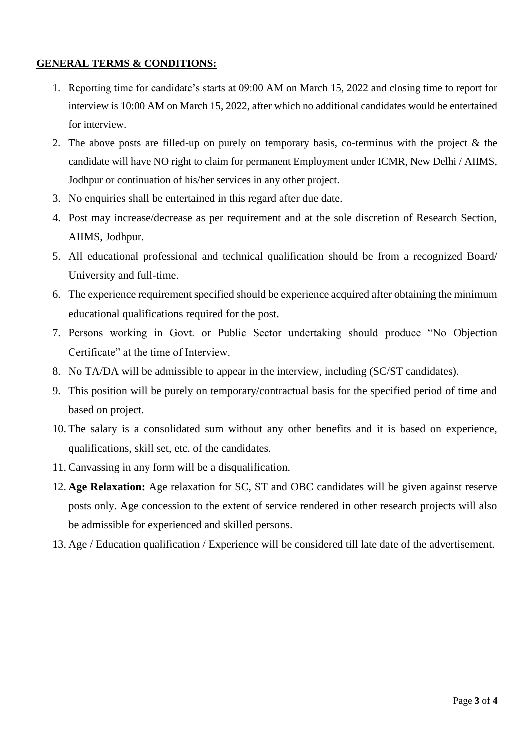**GENERAL TERMS & CONDITIONS:**

1. Reporting time for candidate's starts at 09:00 AM on March 15, 2022 and closing time to report for interview is 10:00 AM on March 15, 2022, after which no additional candidates would be entertained for interview.
2. The above posts are filled-up on purely on temporary basis, co-terminus with the project & the candidate will have NO right to claim for permanent Employment under ICMR, New Delhi / AIIMS, Jodhpur or continuation of his/her services in any other project.
3. No enquiries shall be entertained in this regard after due date.
4. Post may increase/decrease as per requirement and at the sole discretion of Research Section, AIIMS, Jodhpur.
5. All educational professional and technical qualification should be from a recognized Board/ University and full-time.
6. The experience requirement specified should be experience acquired after obtaining the minimum educational qualifications required for the post.
7. Persons working in Govt. or Public Sector undertaking should produce "No Objection Certificate" at the time of Interview.
8. No TA/DA will be admissible to appear in the interview, including (SC/ST candidates).
9. This position will be purely on temporary/contractual basis for the specified period of time and based on project.
10. The salary is a consolidated sum without any other benefits and it is based on experience, qualifications, skill set, etc. of the candidates.
11. Canvassing in any form will be a disqualification.
12. **Age Relaxation:** Age relaxation for SC, ST and OBC candidates will be given against reserve posts only. Age concession to the extent of service rendered in other research projects will also be admissible for experienced and skilled persons.
13. Age / Education qualification / Experience will be considered till late date of the advertisement.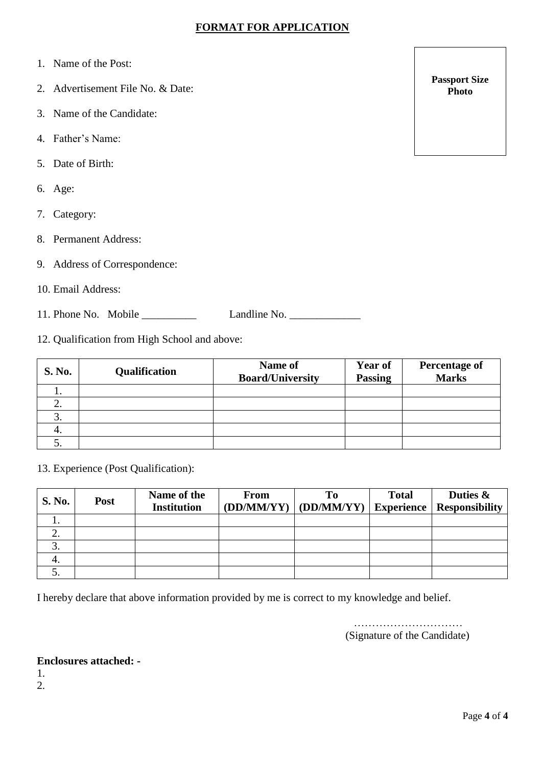# FORMAT FOR APPLICATION

Passport Size Photo

1. Name of the Post:
2. Advertisement File No. & Date:
3. Name of the Candidate:
4. Father's Name:
5. Date of Birth:
6. Age:
7. Category:
8. Permanent Address:
9. Address of Correspondence:
10. Email Address:
11. Phone No. Mobile __________ Landline No. _____________
12. Qualification from High School and above:

| S. No. | Qualification | Name of Board/University | Year of Passing | Percentage of Marks |
|---|---|---|---|---|
| 1. | | | | |
| 2. | | | | |
| 3. | | | | |
| 4. | | | | |
| 5. | | | | |

13. Experience (Post Qualification):

| S. No. | Post | Name of the Institution | From (DD/MM/YY) | To (DD/MM/YY) | Total Experience | Duties & Responsibility |
|---|---|---|---|---|---|---|
| 1. | | | | | | |
| 2. | | | | | | |
| 3. | | | | | | |
| 4. | | | | | | |
| 5. | | | | | | |

I hereby declare that above information provided by me is correct to my knowledge and belief.

…………………………
(Signature of the Candidate)

**Enclosures attached: -**

1.
2.